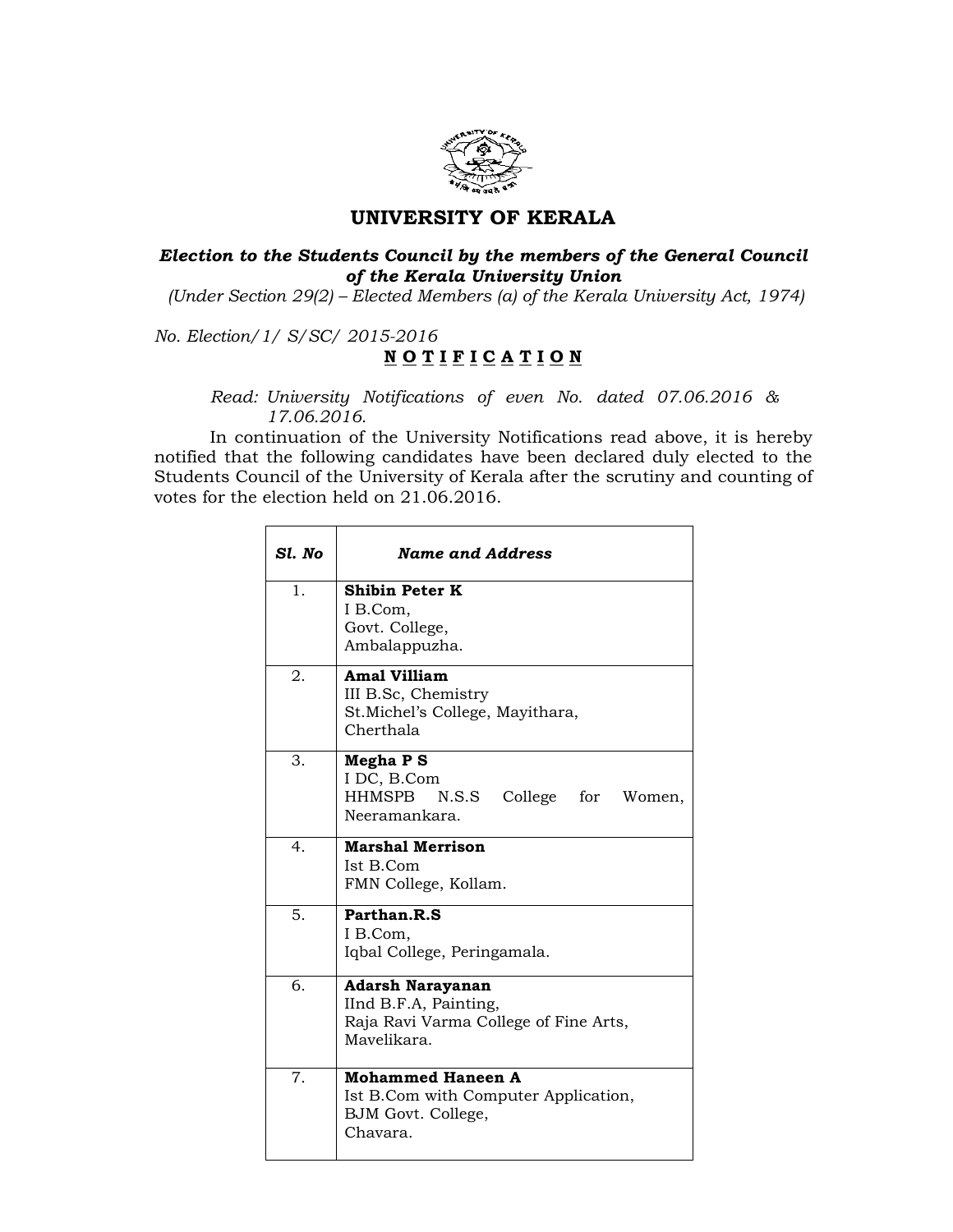# UNIVERSITY OF KERALA

***Election to the Students Council by the members of the General Council of the Kerala University Union***

*(Under Section 29(2) – Elected Members (a) of the Kerala University Act, 1974)*

*No. Election/1/ S/SC/ 2015-2016*

**N O T I F I C A T I O N**

*Read: University Notifications of even No. dated 07.06.2016 & 17.06.2016.*

In continuation of the University Notifications read above, it is hereby notified that the following candidates have been declared duly elected to the Students Council of the University of Kerala after the scrutiny and counting of votes for the election held on 21.06.2016.

| *Sl. No* | *Name and Address* |
|---|---|
| 1. | **Shibin Peter K**<br>I B.Com,<br>Govt. College,<br>Ambalappuzha. |
| 2. | **Amal Villiam**<br>III B.Sc, Chemistry<br>St.Michel's College, Mayithara,<br>Cherthala |
| 3. | **Megha P S**<br>I DC, B.Com<br>HHMSPB N.S.S College for Women,<br>Neeramankara. |
| 4. | **Marshal Merrison**<br>Ist B.Com<br>FMN College, Kollam. |
| 5. | **Parthan.R.S**<br>I B.Com,<br>Iqbal College, Peringamala. |
| 6. | **Adarsh Narayanan**<br>IInd B.F.A, Painting,<br>Raja Ravi Varma College of Fine Arts,<br>Mavelikara. |
| 7. | **Mohammed Haneen A**<br>Ist B.Com with Computer Application,<br>BJM Govt. College,<br>Chavara. |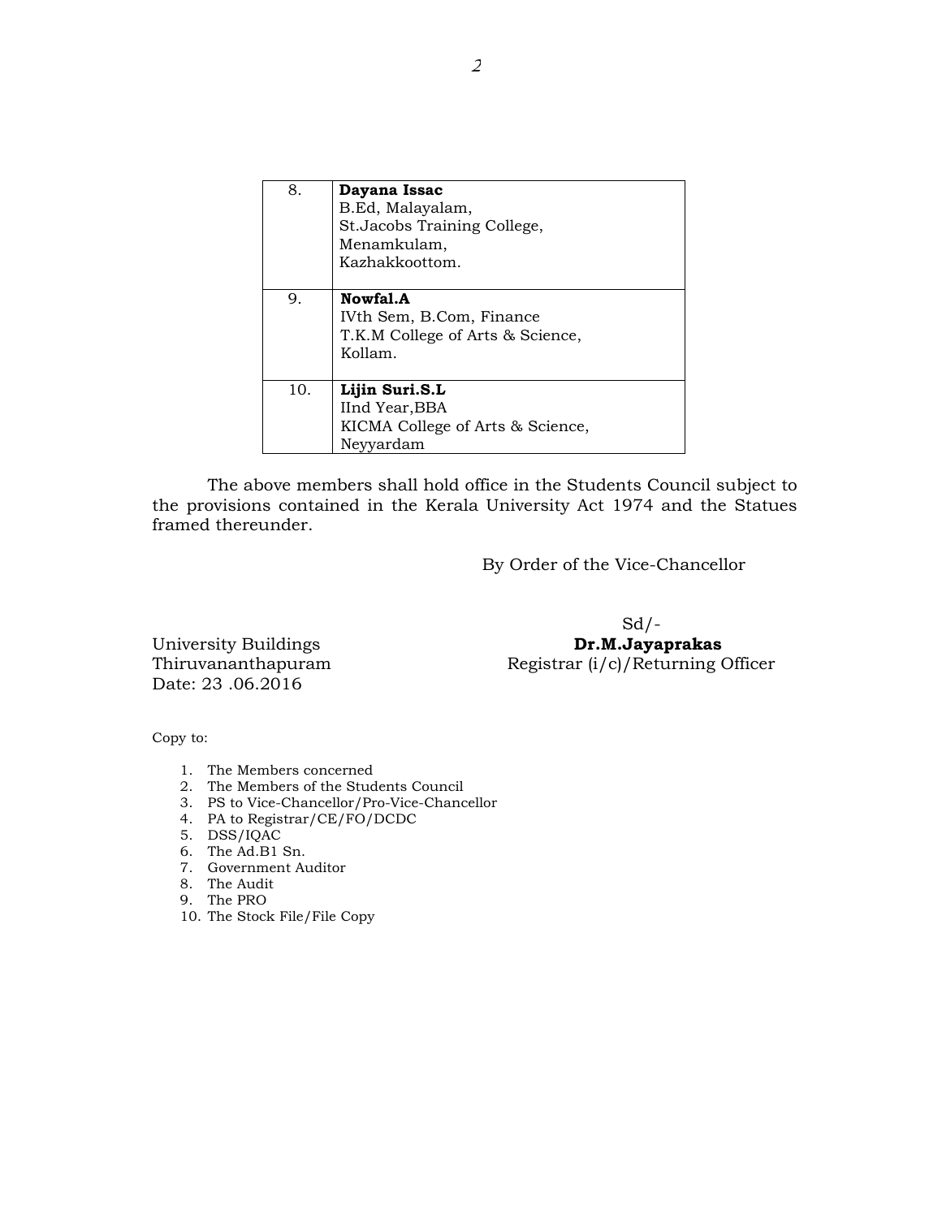| | |
|---|---|
| 8. | **Dayana Issac**<br>B.Ed, Malayalam,<br>St.Jacobs Training College,<br>Menamkulam,<br>Kazhakkoottom. |
| 9. | **Nowfal.A**<br>IVth Sem, B.Com, Finance<br>T.K.M College of Arts & Science,<br>Kollam. |
| 10. | **Lijin Suri.S.L**<br>IInd Year,BBA<br>KICMA College of Arts & Science,<br>Neyyardam |

The above members shall hold office in the Students Council subject to the provisions contained in the Kerala University Act 1974 and the Statues framed thereunder.

By Order of the Vice-Chancellor

Sd/-
**Dr.M.Jayaprakas**
Registrar (i/c)/Returning Officer

University Buildings
Thiruvananthapuram
Date: 23 .06.2016

Copy to:

1. The Members concerned
2. The Members of the Students Council
3. PS to Vice-Chancellor/Pro-Vice-Chancellor
4. PA to Registrar/CE/FO/DCDC
5. DSS/IQAC
6. The Ad.B1 Sn.
7. Government Auditor
8. The Audit
9. The PRO
10. The Stock File/File Copy